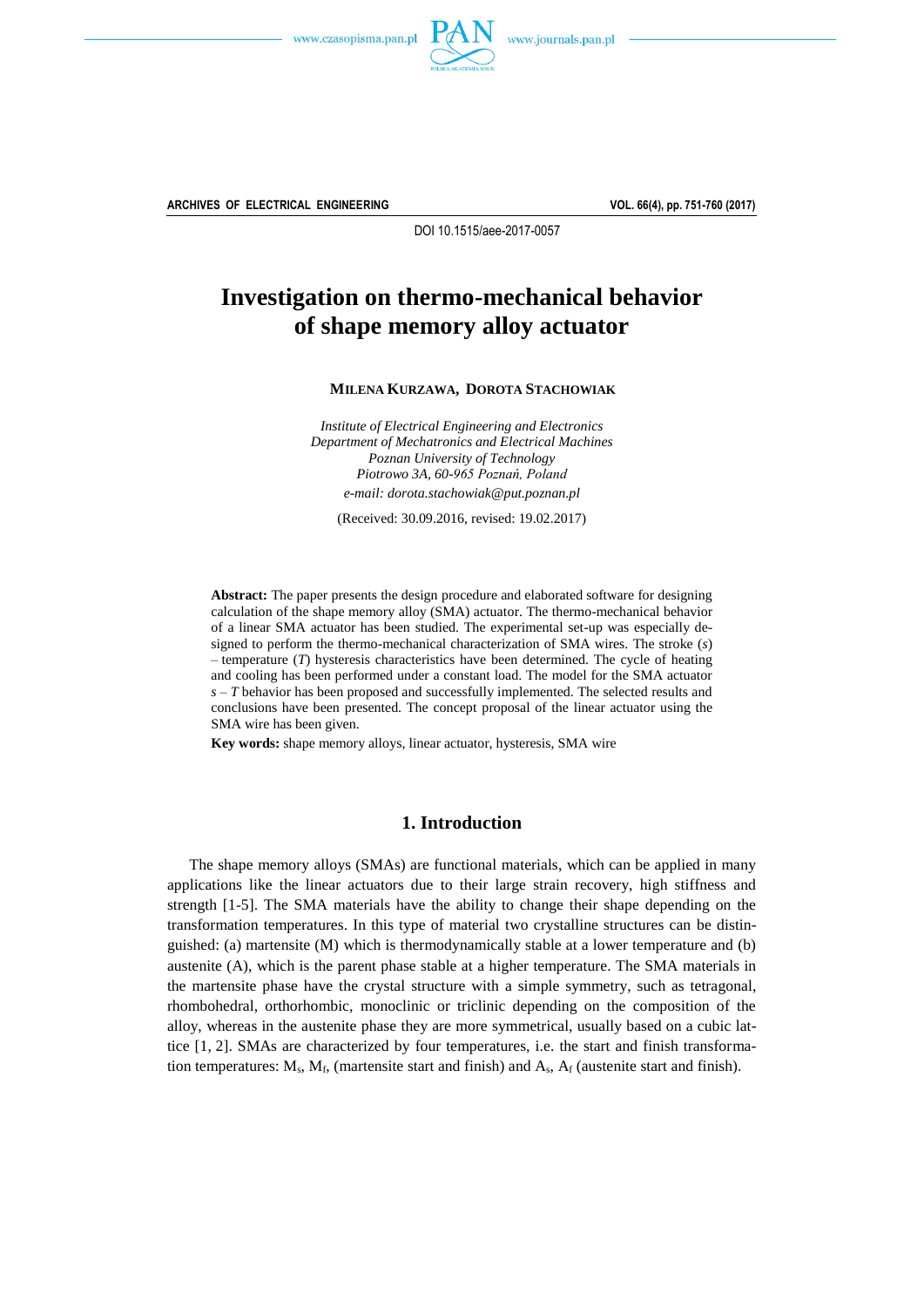DOI 10.1515/aee-2017-0057

# Investigation on thermo-mechanical behavior of shape memory alloy actuator

**MILENA KURZAWA, DOROTA STACHOWIAK**

*Institute of Electrical Engineering and Electronics*
*Department of Mechatronics and Electrical Machines*
*Poznan University of Technology*
*Piotrowo 3A, 60-965 Poznań, Poland*
*e-mail: dorota.stachowiak@put.poznan.pl*

(Received: 30.09.2016, revised: 19.02.2017)

**Abstract:** The paper presents the design procedure and elaborated software for designing calculation of the shape memory alloy (SMA) actuator. The thermo-mechanical behavior of a linear SMA actuator has been studied. The experimental set-up was especially designed to perform the thermo-mechanical characterization of SMA wires. The stroke ($s$) – temperature ($T$) hysteresis characteristics have been determined. The cycle of heating and cooling has been performed under a constant load. The model for the SMA actuator $s$ – $T$ behavior has been proposed and successfully implemented. The selected results and conclusions have been presented. The concept proposal of the linear actuator using the SMA wire has been given.

**Key words:** shape memory alloys, linear actuator, hysteresis, SMA wire

## 1. Introduction

The shape memory alloys (SMAs) are functional materials, which can be applied in many applications like the linear actuators due to their large strain recovery, high stiffness and strength [1-5]. The SMA materials have the ability to change their shape depending on the transformation temperatures. In this type of material two crystalline structures can be distinguished: (a) martensite (M) which is thermodynamically stable at a lower temperature and (b) austenite (A), which is the parent phase stable at a higher temperature. The SMA materials in the martensite phase have the crystal structure with a simple symmetry, such as tetragonal, rhombohedral, orthorhombic, monoclinic or triclinic depending on the composition of the alloy, whereas in the austenite phase they are more symmetrical, usually based on a cubic lattice [1, 2]. SMAs are characterized by four temperatures, i.e. the start and finish transformation temperatures: $M_s$, $M_f$, (martensite start and finish) and $A_s$, $A_f$ (austenite start and finish).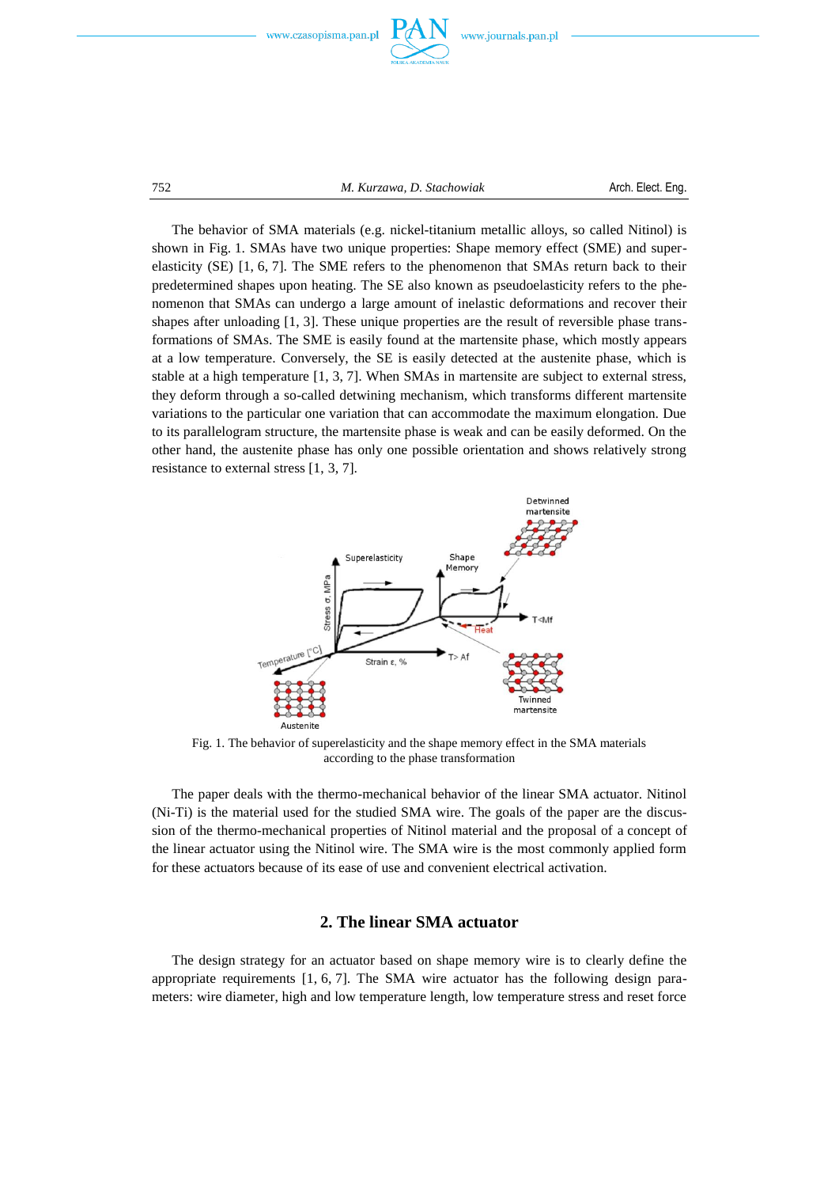The behavior of SMA materials (e.g. nickel-titanium metallic alloys, so called Nitinol) is shown in Fig. 1. SMAs have two unique properties: Shape memory effect (SME) and superelasticity (SE) [1, 6, 7]. The SME refers to the phenomenon that SMAs return back to their predetermined shapes upon heating. The SE also known as pseudoelasticity refers to the phenomenon that SMAs can undergo a large amount of inelastic deformations and recover their shapes after unloading [1, 3]. These unique properties are the result of reversible phase transformations of SMAs. The SME is easily found at the martensite phase, which mostly appears at a low temperature. Conversely, the SE is easily detected at the austenite phase, which is stable at a high temperature [1, 3, 7]. When SMAs in martensite are subject to external stress, they deform through a so-called detwining mechanism, which transforms different martensite variations to the particular one variation that can accommodate the maximum elongation. Due to its parallelogram structure, the martensite phase is weak and can be easily deformed. On the other hand, the austenite phase has only one possible orientation and shows relatively strong resistance to external stress [1, 3, 7].

Fig. 1. The behavior of superelasticity and the shape memory effect in the SMA materials according to the phase transformation

The paper deals with the thermo-mechanical behavior of the linear SMA actuator. Nitinol (Ni-Ti) is the material used for the studied SMA wire. The goals of the paper are the discussion of the thermo-mechanical properties of Nitinol material and the proposal of a concept of the linear actuator using the Nitinol wire. The SMA wire is the most commonly applied form for these actuators because of its ease of use and convenient electrical activation.

## 2. The linear SMA actuator

The design strategy for an actuator based on shape memory wire is to clearly define the appropriate requirements [1, 6, 7]. The SMA wire actuator has the following design parameters: wire diameter, high and low temperature length, low temperature stress and reset force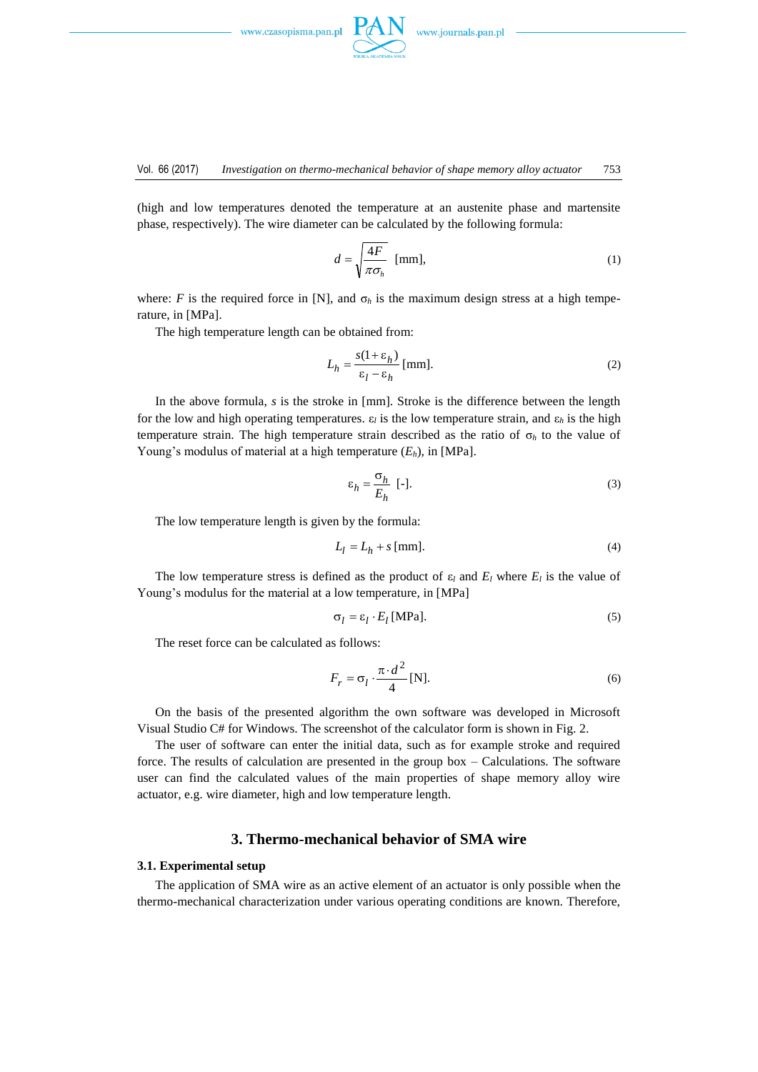(high and low temperatures denoted the temperature at an austenite phase and martensite phase, respectively). The wire diameter can be calculated by the following formula:

$$d = \sqrt{\frac{4F}{\pi \sigma_h}} \text{ [mm]}, \tag{1}$$

where: $F$ is the required force in [N], and $\sigma_h$ is the maximum design stress at a high temperature, in [MPa].

The high temperature length can be obtained from:

$$L_h = \frac{s(1+\varepsilon_h)}{\varepsilon_l - \varepsilon_h} \text{ [mm]}. \tag{2}$$

In the above formula, $s$ is the stroke in [mm]. Stroke is the difference between the length for the low and high operating temperatures. $\varepsilon_l$ is the low temperature strain, and $\varepsilon_h$ is the high temperature strain. The high temperature strain described as the ratio of $\sigma_h$ to the value of Young's modulus of material at a high temperature ($E_h$), in [MPa].

$$\varepsilon_h = \frac{\sigma_h}{E_h} \text{ [-]}. \tag{3}$$

The low temperature length is given by the formula:

$$L_l = L_h + s \text{ [mm]}. \tag{4}$$

The low temperature stress is defined as the product of $\varepsilon_l$ and $E_l$ where $E_l$ is the value of Young's modulus for the material at a low temperature, in [MPa]

$$\sigma_l = \varepsilon_l \cdot E_l \text{ [MPa]}. \tag{5}$$

The reset force can be calculated as follows:

$$F_r = \sigma_l \cdot \frac{\pi \cdot d^2}{4} \text{ [N]}. \tag{6}$$

On the basis of the presented algorithm the own software was developed in Microsoft Visual Studio C# for Windows. The screenshot of the calculator form is shown in Fig. 2.

The user of software can enter the initial data, such as for example stroke and required force. The results of calculation are presented in the group box – Calculations. The software user can find the calculated values of the main properties of shape memory alloy wire actuator, e.g. wire diameter, high and low temperature length.

## 3. Thermo-mechanical behavior of SMA wire

### 3.1. Experimental setup

The application of SMA wire as an active element of an actuator is only possible when the thermo-mechanical characterization under various operating conditions are known. Therefore,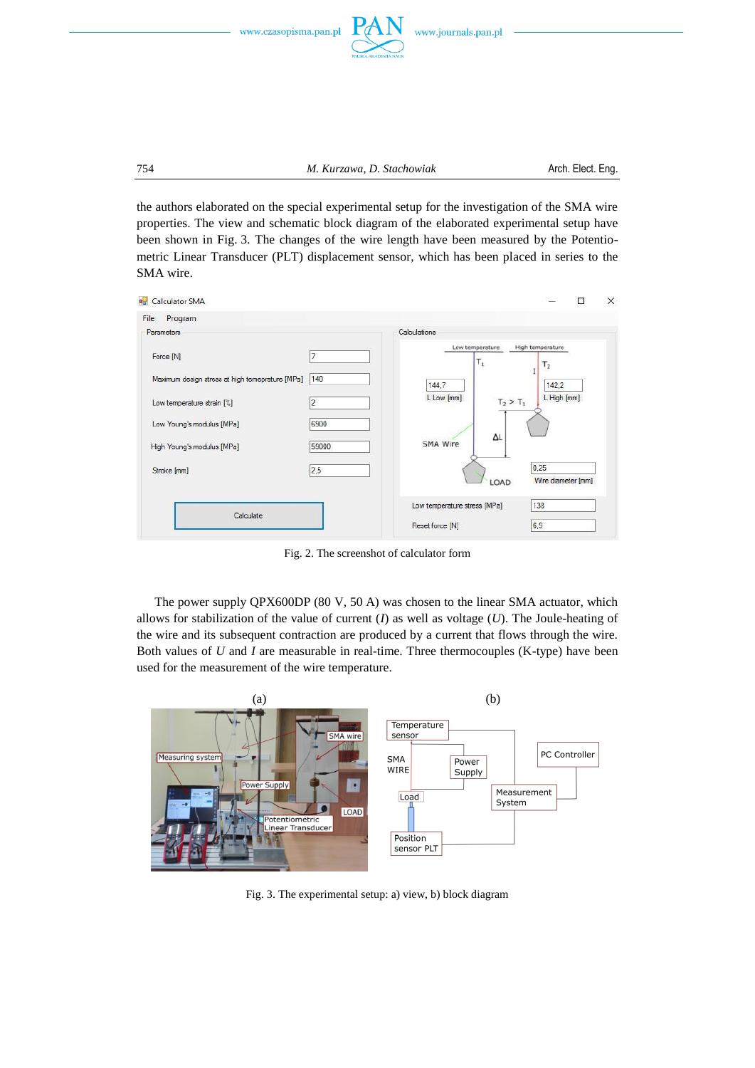the authors elaborated on the special experimental setup for the investigation of the SMA wire properties. The view and schematic block diagram of the elaborated experimental setup have been shown in Fig. 3. The changes of the wire length have been measured by the Potentiometric Linear Transducer (PLT) displacement sensor, which has been placed in series to the SMA wire.

Fig. 2. The screenshot of calculator form

The power supply QPX600DP (80 V, 50 A) was chosen to the linear SMA actuator, which allows for stabilization of the value of current ($I$) as well as voltage ($U$). The Joule-heating of the wire and its subsequent contraction are produced by a current that flows through the wire. Both values of $U$ and $I$ are measurable in real-time. Three thermocouples (K-type) have been used for the measurement of the wire temperature.

Fig. 3. The experimental setup: a) view, b) block diagram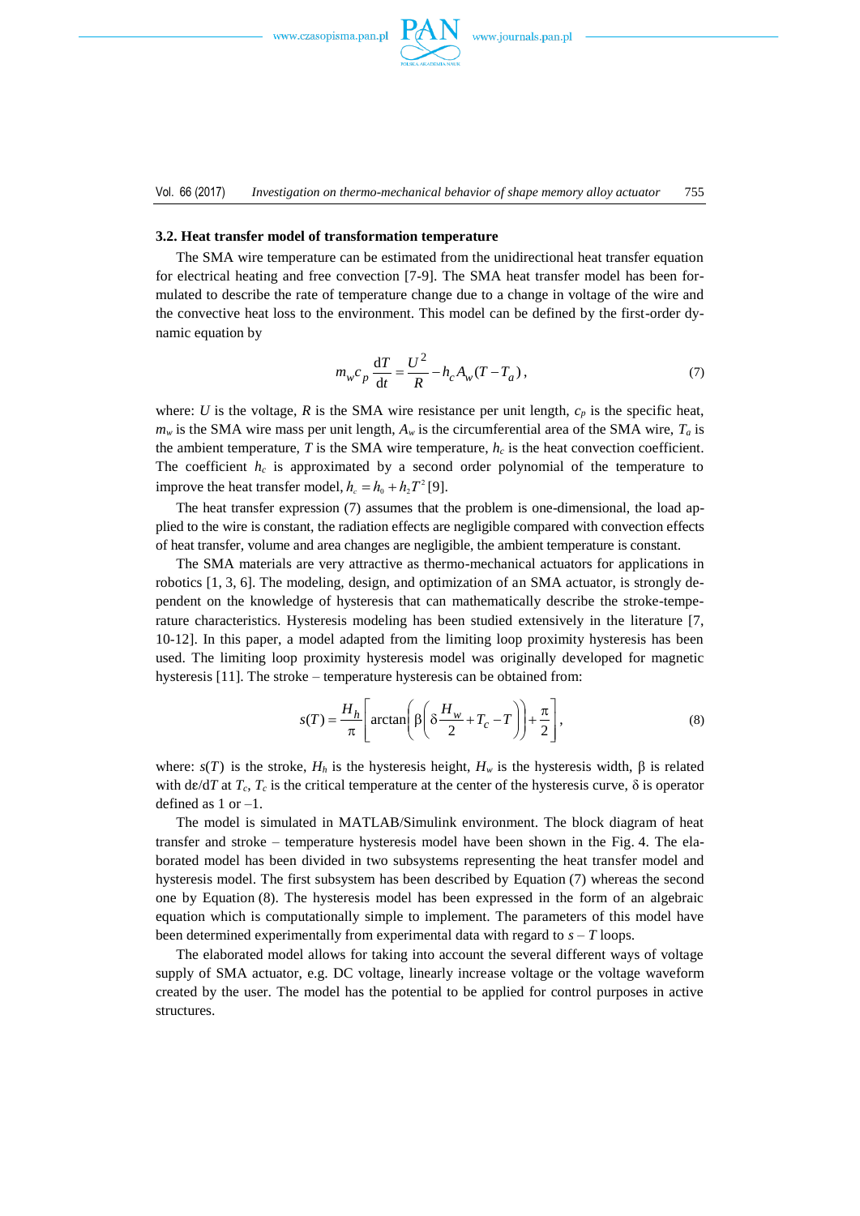### 3.2. Heat transfer model of transformation temperature

The SMA wire temperature can be estimated from the unidirectional heat transfer equation for electrical heating and free convection [7-9]. The SMA heat transfer model has been formulated to describe the rate of temperature change due to a change in voltage of the wire and the convective heat loss to the environment. This model can be defined by the first-order dynamic equation by

$$m_w c_p \frac{\mathrm{d}T}{\mathrm{d}t} = \frac{U^2}{R} - h_c A_w (T - T_a), \tag{7}$$

where: $U$ is the voltage, $R$ is the SMA wire resistance per unit length, $c_p$ is the specific heat, $m_w$ is the SMA wire mass per unit length, $A_w$ is the circumferential area of the SMA wire, $T_a$ is the ambient temperature, $T$ is the SMA wire temperature, $h_c$ is the heat convection coefficient. The coefficient $h_c$ is approximated by a second order polynomial of the temperature to improve the heat transfer model, $h_c = h_0 + h_2 T^2$ [9].

The heat transfer expression (7) assumes that the problem is one-dimensional, the load applied to the wire is constant, the radiation effects are negligible compared with convection effects of heat transfer, volume and area changes are negligible, the ambient temperature is constant.

The SMA materials are very attractive as thermo-mechanical actuators for applications in robotics [1, 3, 6]. The modeling, design, and optimization of an SMA actuator, is strongly dependent on the knowledge of hysteresis that can mathematically describe the stroke-temperature characteristics. Hysteresis modeling has been studied extensively in the literature [7, 10-12]. In this paper, a model adapted from the limiting loop proximity hysteresis has been used. The limiting loop proximity hysteresis model was originally developed for magnetic hysteresis [11]. The stroke – temperature hysteresis can be obtained from:

$$s(T) = \frac{H_h}{\pi}\left[\arctan\left(\beta\left(\delta\frac{H_w}{2} + T_c - T\right)\right) + \frac{\pi}{2}\right], \tag{8}$$

where: $s(T)$ is the stroke, $H_h$ is the hysteresis height, $H_w$ is the hysteresis width, β is related with $\mathrm{d}\varepsilon/\mathrm{d}T$ at $T_c$, $T_c$ is the critical temperature at the center of the hysteresis curve, δ is operator defined as 1 or –1.

The model is simulated in MATLAB/Simulink environment. The block diagram of heat transfer and stroke – temperature hysteresis model have been shown in the Fig. 4. The elaborated model has been divided in two subsystems representing the heat transfer model and hysteresis model. The first subsystem has been described by Equation (7) whereas the second one by Equation (8). The hysteresis model has been expressed in the form of an algebraic equation which is computationally simple to implement. The parameters of this model have been determined experimentally from experimental data with regard to $s$ – $T$ loops.

The elaborated model allows for taking into account the several different ways of voltage supply of SMA actuator, e.g. DC voltage, linearly increase voltage or the voltage waveform created by the user. The model has the potential to be applied for control purposes in active structures.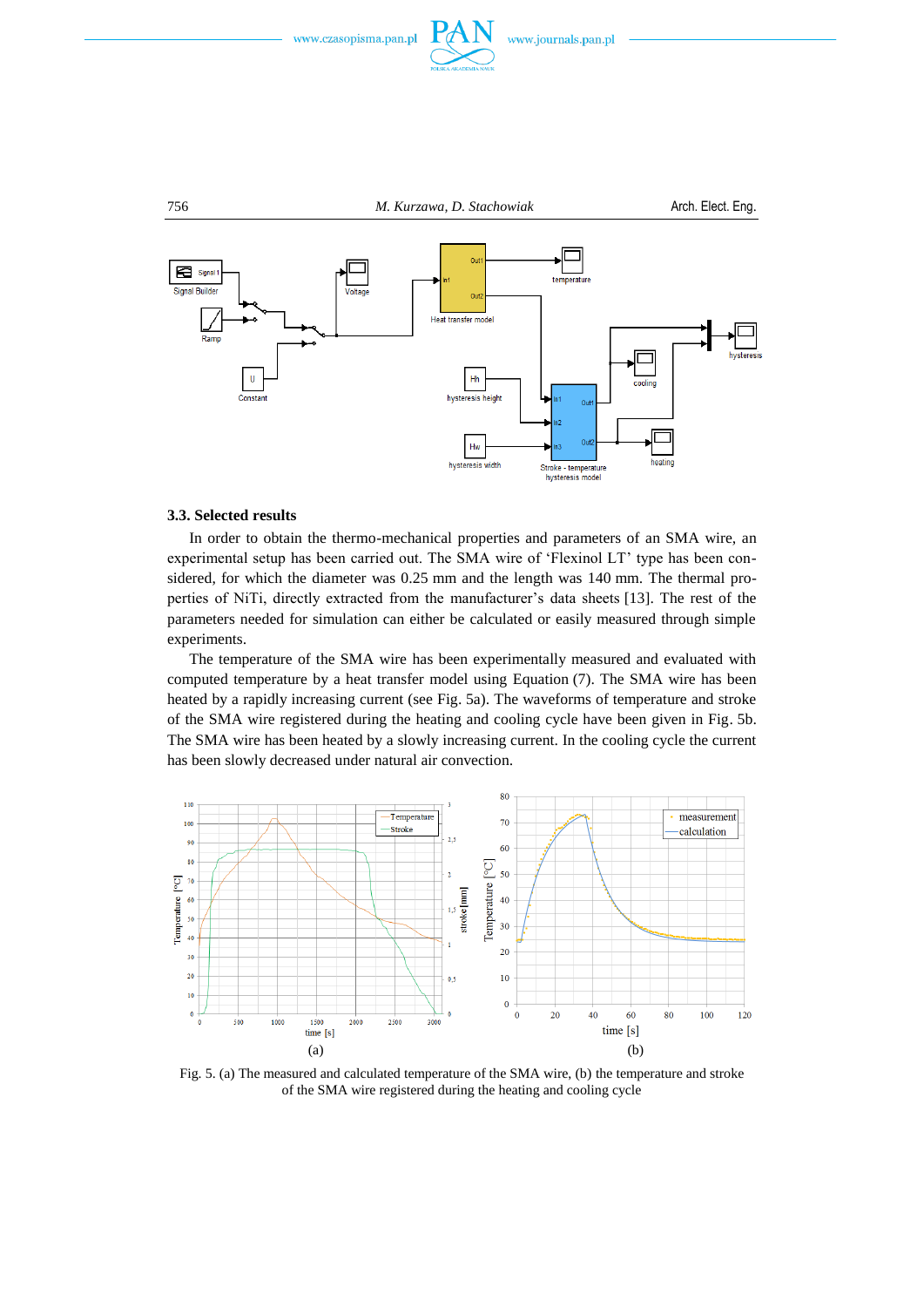### 3.3. Selected results

In order to obtain the thermo-mechanical properties and parameters of an SMA wire, an experimental setup has been carried out. The SMA wire of 'Flexinol LT' type has been considered, for which the diameter was 0.25 mm and the length was 140 mm. The thermal properties of NiTi, directly extracted from the manufacturer's data sheets [13]. The rest of the parameters needed for simulation can either be calculated or easily measured through simple experiments.

The temperature of the SMA wire has been experimentally measured and evaluated with computed temperature by a heat transfer model using Equation (7). The SMA wire has been heated by a rapidly increasing current (see Fig. 5a). The waveforms of temperature and stroke of the SMA wire registered during the heating and cooling cycle have been given in Fig. 5b. The SMA wire has been heated by a slowly increasing current. In the cooling cycle the current has been slowly decreased under natural air convection.

Fig. 5. (a) The measured and calculated temperature of the SMA wire, (b) the temperature and stroke of the SMA wire registered during the heating and cooling cycle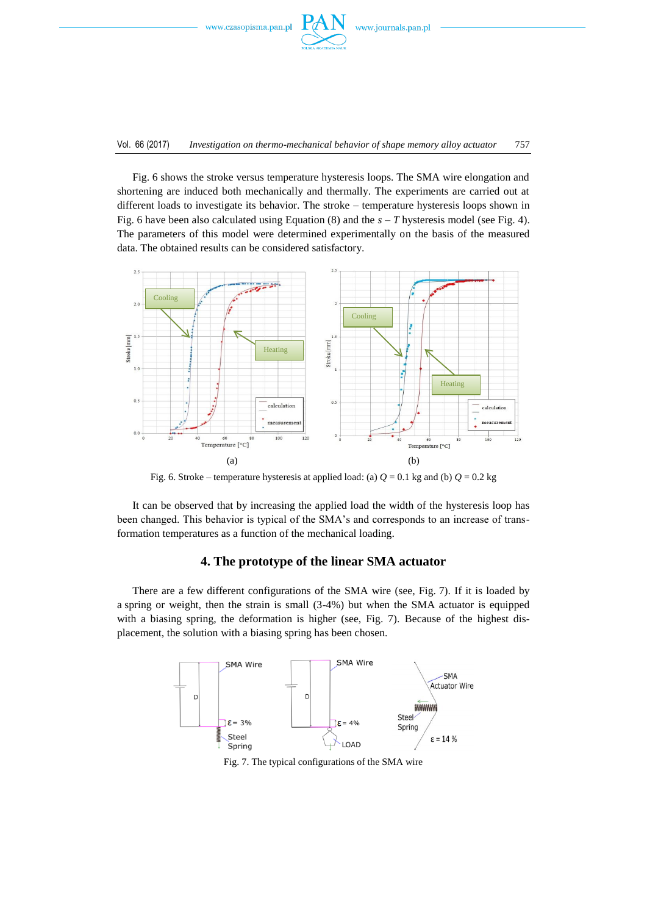Fig. 6 shows the stroke versus temperature hysteresis loops. The SMA wire elongation and shortening are induced both mechanically and thermally. The experiments are carried out at different loads to investigate its behavior. The stroke – temperature hysteresis loops shown in Fig. 6 have been also calculated using Equation (8) and the $s$ – $T$ hysteresis model (see Fig. 4). The parameters of this model were determined experimentally on the basis of the measured data. The obtained results can be considered satisfactory.

Fig. 6. Stroke – temperature hysteresis at applied load: (a) $Q$ = 0.1 kg and (b) $Q$ = 0.2 kg

It can be observed that by increasing the applied load the width of the hysteresis loop has been changed. This behavior is typical of the SMA's and corresponds to an increase of transformation temperatures as a function of the mechanical loading.

## 4. The prototype of the linear SMA actuator

There are a few different configurations of the SMA wire (see, Fig. 7). If it is loaded by a spring or weight, then the strain is small (3-4%) but when the SMA actuator is equipped with a biasing spring, the deformation is higher (see, Fig. 7). Because of the highest displacement, the solution with a biasing spring has been chosen.

Fig. 7. The typical configurations of the SMA wire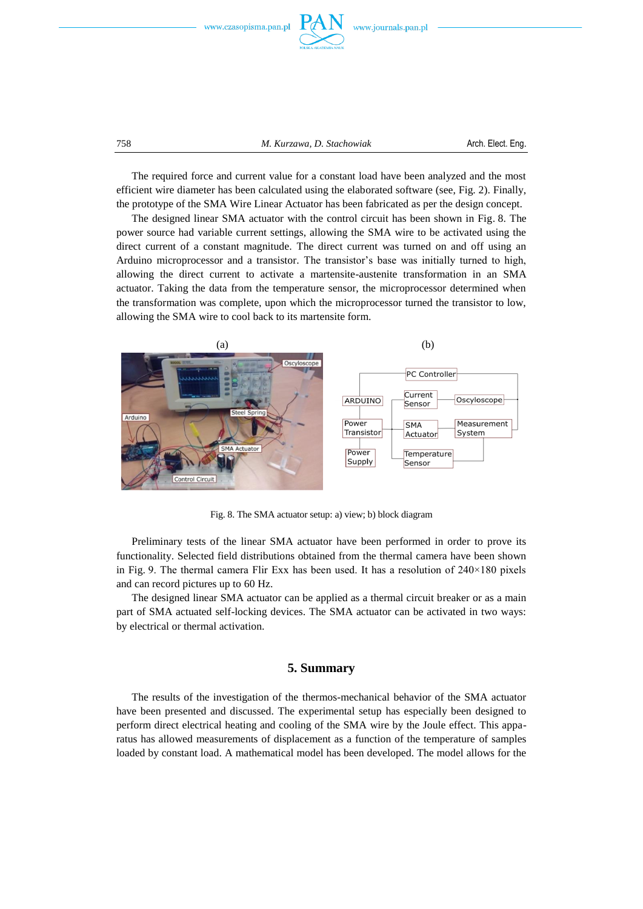The required force and current value for a constant load have been analyzed and the most efficient wire diameter has been calculated using the elaborated software (see, Fig. 2). Finally, the prototype of the SMA Wire Linear Actuator has been fabricated as per the design concept.

The designed linear SMA actuator with the control circuit has been shown in Fig. 8. The power source had variable current settings, allowing the SMA wire to be activated using the direct current of a constant magnitude. The direct current was turned on and off using an Arduino microprocessor and a transistor. The transistor's base was initially turned to high, allowing the direct current to activate a martensite-austenite transformation in an SMA actuator. Taking the data from the temperature sensor, the microprocessor determined when the transformation was complete, upon which the microprocessor turned the transistor to low, allowing the SMA wire to cool back to its martensite form.

Fig. 8. The SMA actuator setup: a) view; b) block diagram

Preliminary tests of the linear SMA actuator have been performed in order to prove its functionality. Selected field distributions obtained from the thermal camera have been shown in Fig. 9. The thermal camera Flir Exx has been used. It has a resolution of 240×180 pixels and can record pictures up to 60 Hz.

The designed linear SMA actuator can be applied as a thermal circuit breaker or as a main part of SMA actuated self-locking devices. The SMA actuator can be activated in two ways: by electrical or thermal activation.

## 5. Summary

The results of the investigation of the thermos-mechanical behavior of the SMA actuator have been presented and discussed. The experimental setup has especially been designed to perform direct electrical heating and cooling of the SMA wire by the Joule effect. This apparatus has allowed measurements of displacement as a function of the temperature of samples loaded by constant load. A mathematical model has been developed. The model allows for the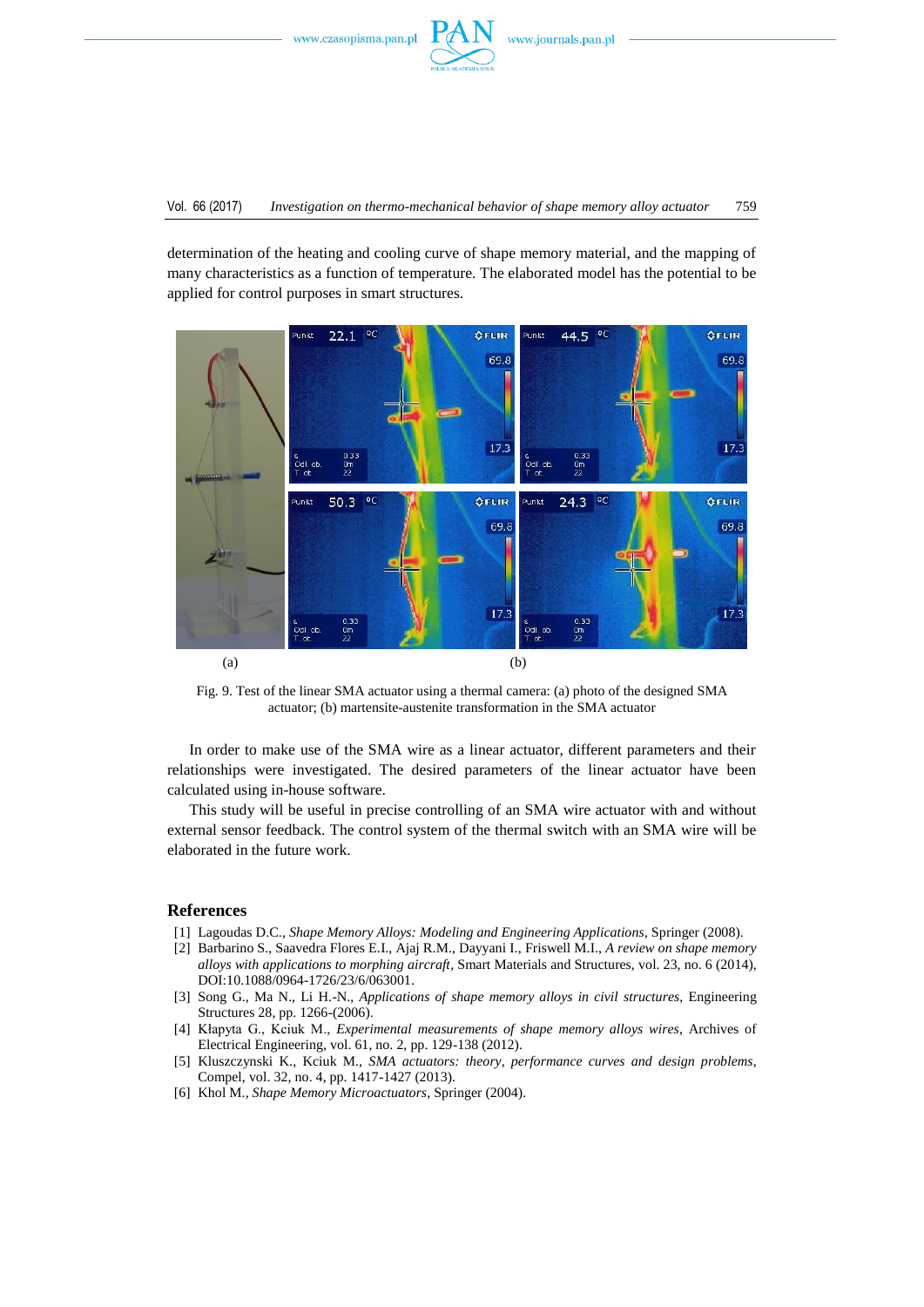determination of the heating and cooling curve of shape memory material, and the mapping of many characteristics as a function of temperature. The elaborated model has the potential to be applied for control purposes in smart structures.

(a) (b)

Fig. 9. Test of the linear SMA actuator using a thermal camera: (a) photo of the designed SMA actuator; (b) martensite-austenite transformation in the SMA actuator

In order to make use of the SMA wire as a linear actuator, different parameters and their relationships were investigated. The desired parameters of the linear actuator have been calculated using in-house software.

This study will be useful in precise controlling of an SMA wire actuator with and without external sensor feedback. The control system of the thermal switch with an SMA wire will be elaborated in the future work.

## References

[1] Lagoudas D.C., *Shape Memory Alloys: Modeling and Engineering Applications*, Springer (2008).

[2] Barbarino S., Saavedra Flores E.I., Ajaj R.M., Dayyani I., Friswell M.I., *A review on shape memory alloys with applications to morphing aircraft*, Smart Materials and Structures, vol. 23, no. 6 (2014), DOI:10.1088/0964-1726/23/6/063001.

[3] Song G., Ma N., Li H.-N., *Applications of shape memory alloys in civil structures*, Engineering Structures 28, pp. 1266-(2006).

[4] Kłapyta G., Kciuk M., *Experimental measurements of shape memory alloys wires*, Archives of Electrical Engineering, vol. 61, no. 2, pp. 129-138 (2012).

[5] Kluszczynski K., Kciuk M., *SMA actuators: theory, performance curves and design problems*, Compel, vol. 32, no. 4, pp. 1417-1427 (2013).

[6] Khol M., *Shape Memory Microactuators*, Springer (2004).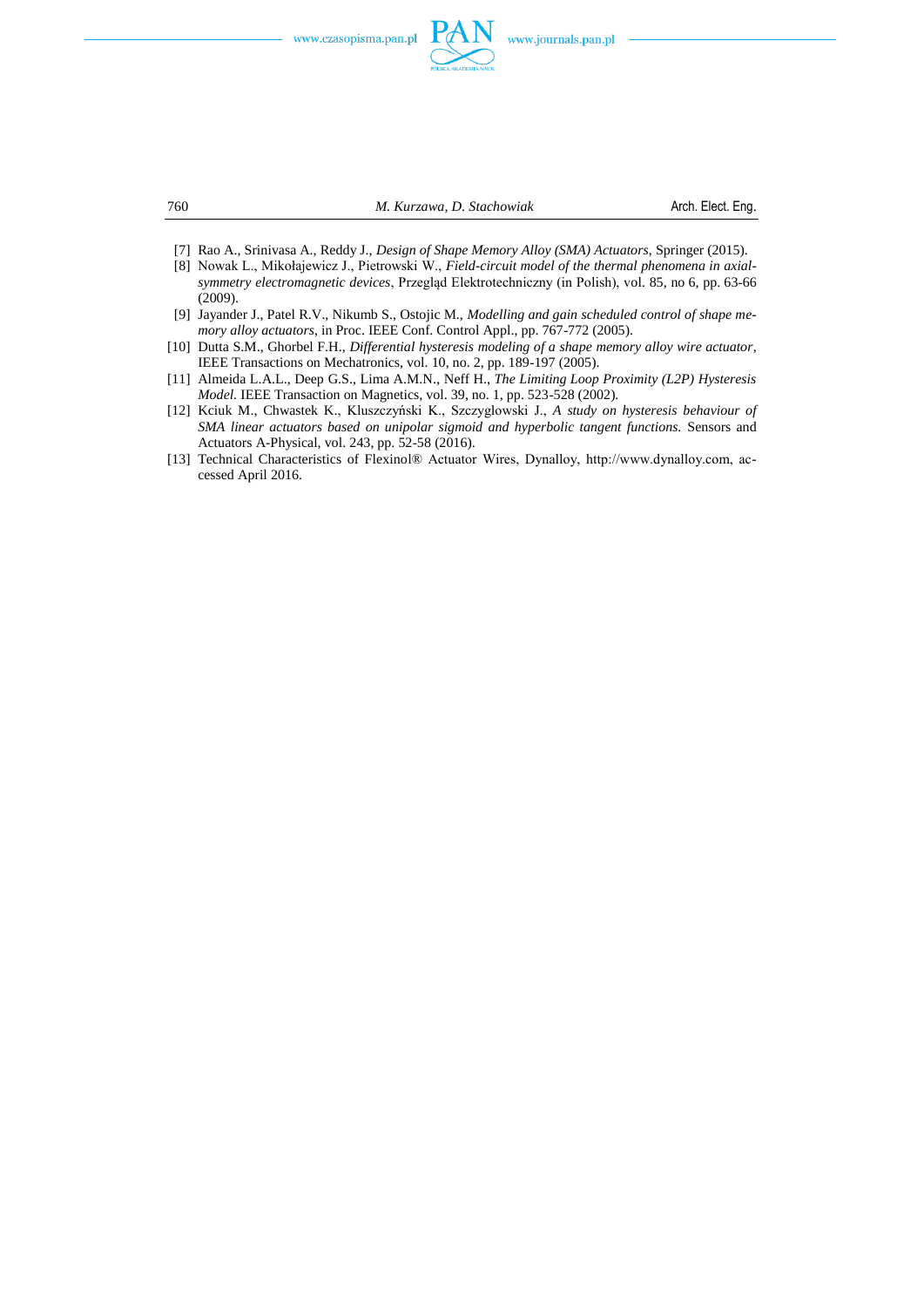[7] Rao A., Srinivasa A., Reddy J., *Design of Shape Memory Alloy (SMA) Actuators*, Springer (2015).

[8] Nowak L., Mikołajewicz J., Pietrowski W., *Field-circuit model of the thermal phenomena in axial-symmetry electromagnetic devices*, Przegląd Elektrotechniczny (in Polish), vol. 85, no 6, pp. 63-66 (2009).

[9] Jayander J., Patel R.V., Nikumb S., Ostojic M., *Modelling and gain scheduled control of shape memory alloy actuators*, in Proc. IEEE Conf. Control Appl., pp. 767-772 (2005).

[10] Dutta S.M., Ghorbel F.H., *Differential hysteresis modeling of a shape memory alloy wire actuator*, IEEE Transactions on Mechatronics, vol. 10, no. 2, pp. 189-197 (2005).

[11] Almeida L.A.L., Deep G.S., Lima A.M.N., Neff H., *The Limiting Loop Proximity (L2P) Hysteresis Model.* IEEE Transaction on Magnetics, vol. 39, no. 1, pp. 523-528 (2002).

[12] Kciuk M., Chwastek K., Kluszczyński K., Szczyglowski J., *A study on hysteresis behaviour of SMA linear actuators based on unipolar sigmoid and hyperbolic tangent functions.* Sensors and Actuators A-Physical, vol. 243, pp. 52-58 (2016).

[13] Technical Characteristics of Flexinol® Actuator Wires, Dynalloy, http://www.dynalloy.com, accessed April 2016.